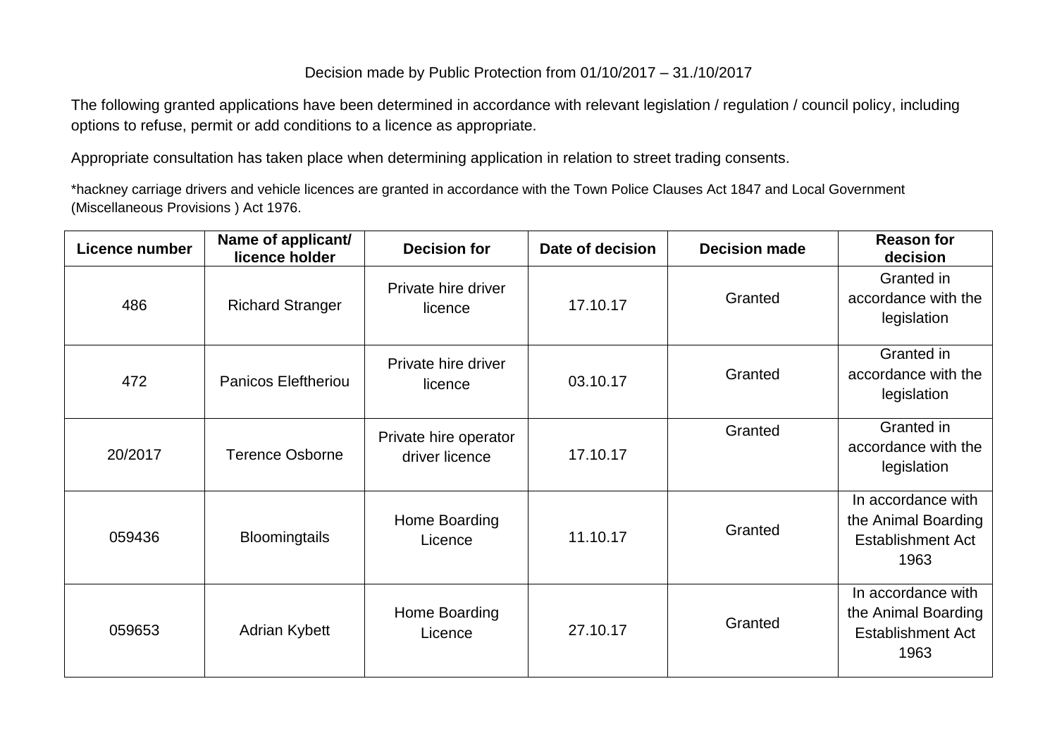Decision made by Public Protection from 01/10/2017 – 31./10/2017

The following granted applications have been determined in accordance with relevant legislation / regulation / council policy, including options to refuse, permit or add conditions to a licence as appropriate.

Appropriate consultation has taken place when determining application in relation to street trading consents.

*hackney carriage drivers and vehicle licences are granted in accordance with the Town Police Clauses Act 1847 and Local Government (Miscellaneous Provisions ) Act 1976.

| Licence number | Name of applicant/ licence holder | Decision for | Date of decision | Decision made | Reason for decision |
|---|---|---|---|---|---|
| 486 | Richard Stranger | Private hire driver licence | 17.10.17 | Granted | Granted in accordance with the legislation |
| 472 | Panicos Eleftheriou | Private hire driver licence | 03.10.17 | Granted | Granted in accordance with the legislation |
| 20/2017 | Terence Osborne | Private hire operator driver licence | 17.10.17 | Granted | Granted in accordance with the legislation |
| 059436 | Bloomingtails | Home Boarding Licence | 11.10.17 | Granted | In accordance with the Animal Boarding Establishment Act 1963 |
| 059653 | Adrian Kybett | Home Boarding Licence | 27.10.17 | Granted | In accordance with the Animal Boarding Establishment Act 1963 |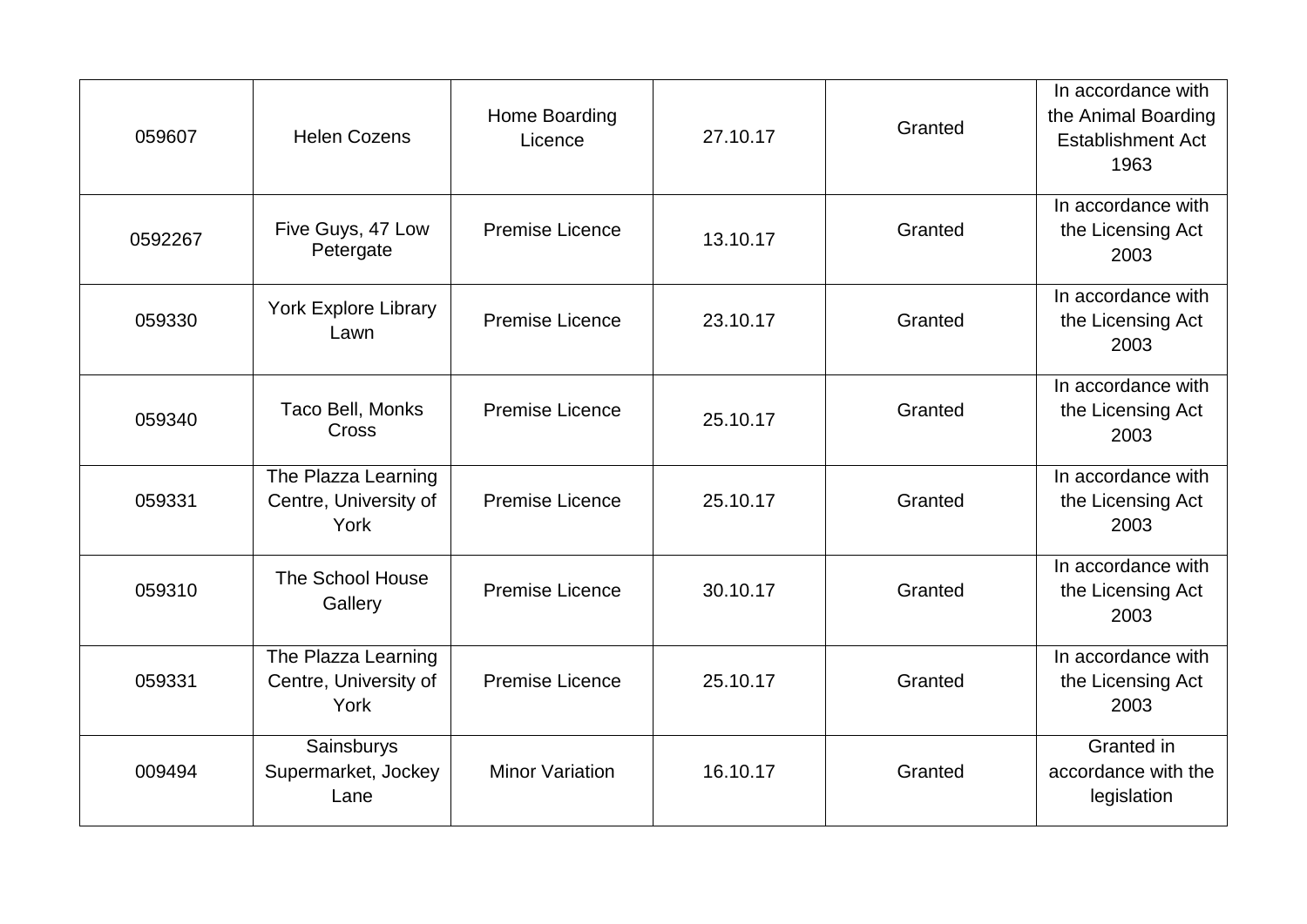| | | | | | |
|---|---|---|---|---|---|
| 059607 | Helen Cozens | Home Boarding Licence | 27.10.17 | Granted | In accordance with the Animal Boarding Establishment Act 1963 |
| 0592267 | Five Guys, 47 Low Petergate | Premise Licence | 13.10.17 | Granted | In accordance with the Licensing Act 2003 |
| 059330 | York Explore Library Lawn | Premise Licence | 23.10.17 | Granted | In accordance with the Licensing Act 2003 |
| 059340 | Taco Bell, Monks Cross | Premise Licence | 25.10.17 | Granted | In accordance with the Licensing Act 2003 |
| 059331 | The Plazza Learning Centre, University of York | Premise Licence | 25.10.17 | Granted | In accordance with the Licensing Act 2003 |
| 059310 | The School House Gallery | Premise Licence | 30.10.17 | Granted | In accordance with the Licensing Act 2003 |
| 059331 | The Plazza Learning Centre, University of York | Premise Licence | 25.10.17 | Granted | In accordance with the Licensing Act 2003 |
| 009494 | Sainsburys Supermarket, Jockey Lane | Minor Variation | 16.10.17 | Granted | Granted in accordance with the legislation |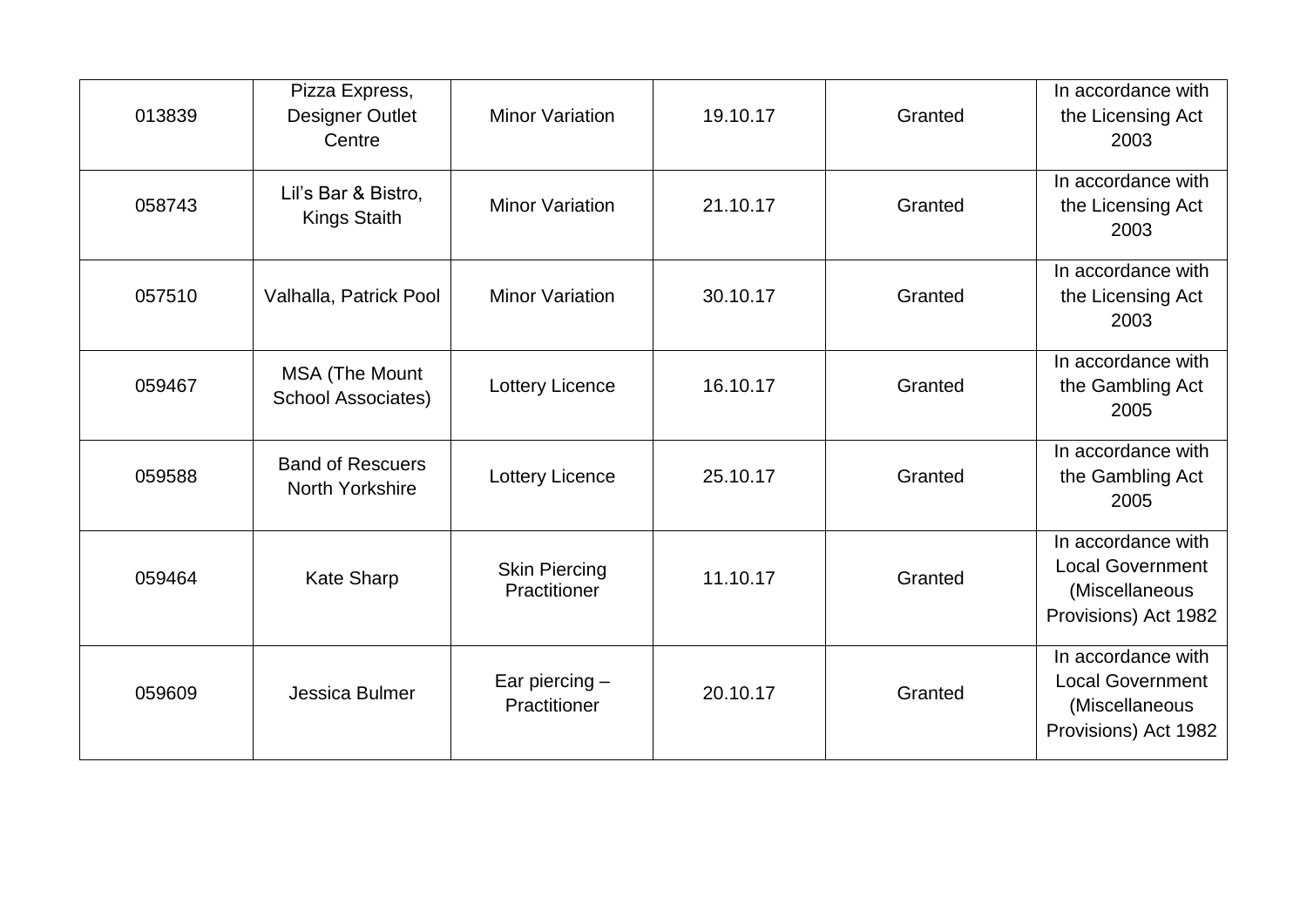| | | | | | |
|---|---|---|---|---|---|
| 013839 | Pizza Express, Designer Outlet Centre | Minor Variation | 19.10.17 | Granted | In accordance with the Licensing Act 2003 |
| 058743 | Lil's Bar & Bistro, Kings Staith | Minor Variation | 21.10.17 | Granted | In accordance with the Licensing Act 2003 |
| 057510 | Valhalla, Patrick Pool | Minor Variation | 30.10.17 | Granted | In accordance with the Licensing Act 2003 |
| 059467 | MSA (The Mount School Associates) | Lottery Licence | 16.10.17 | Granted | In accordance with the Gambling Act 2005 |
| 059588 | Band of Rescuers North Yorkshire | Lottery Licence | 25.10.17 | Granted | In accordance with the Gambling Act 2005 |
| 059464 | Kate Sharp | Skin Piercing Practitioner | 11.10.17 | Granted | In accordance with Local Government (Miscellaneous Provisions) Act 1982 |
| 059609 | Jessica Bulmer | Ear piercing – Practitioner | 20.10.17 | Granted | In accordance with Local Government (Miscellaneous Provisions) Act 1982 |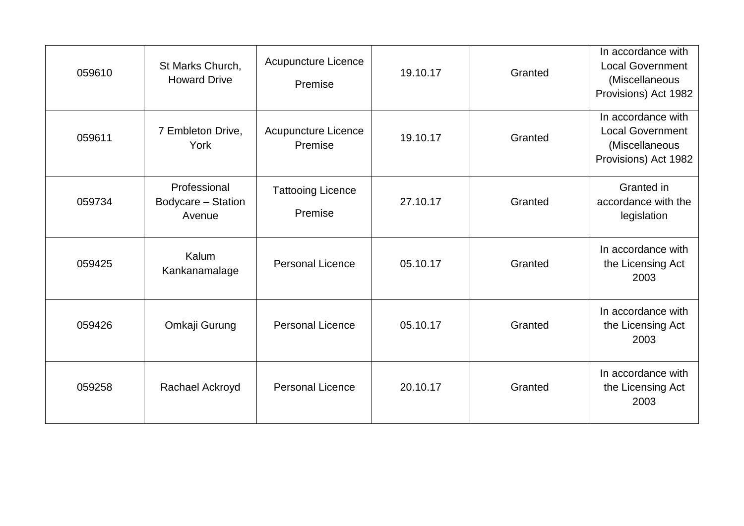| | | | | | |
|---|---|---|---|---|---|
| 059610 | St Marks Church, Howard Drive | Acupuncture Licence Premise | 19.10.17 | Granted | In accordance with Local Government (Miscellaneous Provisions) Act 1982 |
| 059611 | 7 Embleton Drive, York | Acupuncture Licence Premise | 19.10.17 | Granted | In accordance with Local Government (Miscellaneous Provisions) Act 1982 |
| 059734 | Professional Bodycare – Station Avenue | Tattooing Licence Premise | 27.10.17 | Granted | Granted in accordance with the legislation |
| 059425 | Kalum Kankanamalage | Personal Licence | 05.10.17 | Granted | In accordance with the Licensing Act 2003 |
| 059426 | Omkaji Gurung | Personal Licence | 05.10.17 | Granted | In accordance with the Licensing Act 2003 |
| 059258 | Rachael Ackroyd | Personal Licence | 20.10.17 | Granted | In accordance with the Licensing Act 2003 |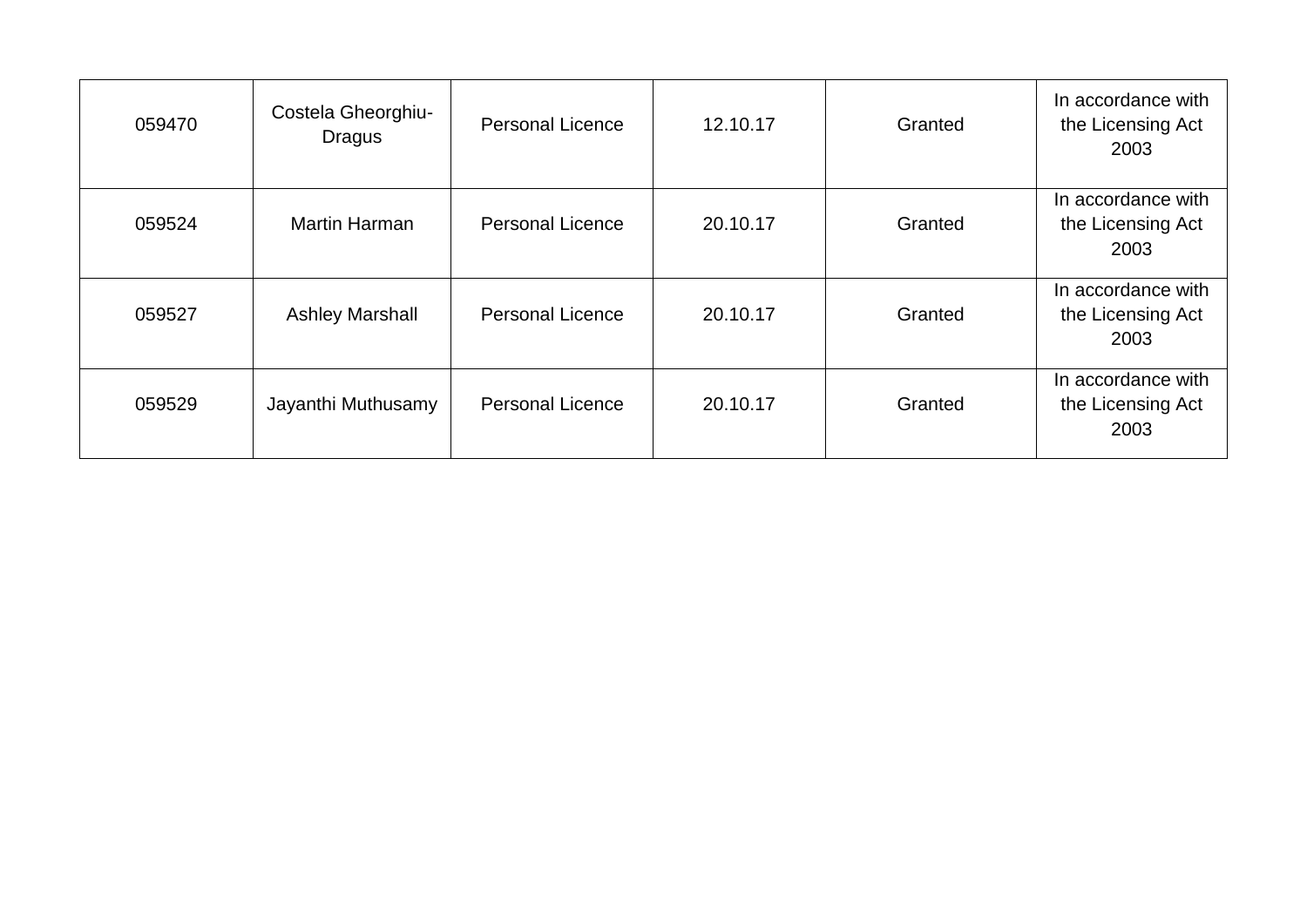| | | | | | |
|---|---|---|---|---|---|
| 059470 | Costela Gheorghiu-Dragus | Personal Licence | 12.10.17 | Granted | In accordance with the Licensing Act 2003 |
| 059524 | Martin Harman | Personal Licence | 20.10.17 | Granted | In accordance with the Licensing Act 2003 |
| 059527 | Ashley Marshall | Personal Licence | 20.10.17 | Granted | In accordance with the Licensing Act 2003 |
| 059529 | Jayanthi Muthusamy | Personal Licence | 20.10.17 | Granted | In accordance with the Licensing Act 2003 |